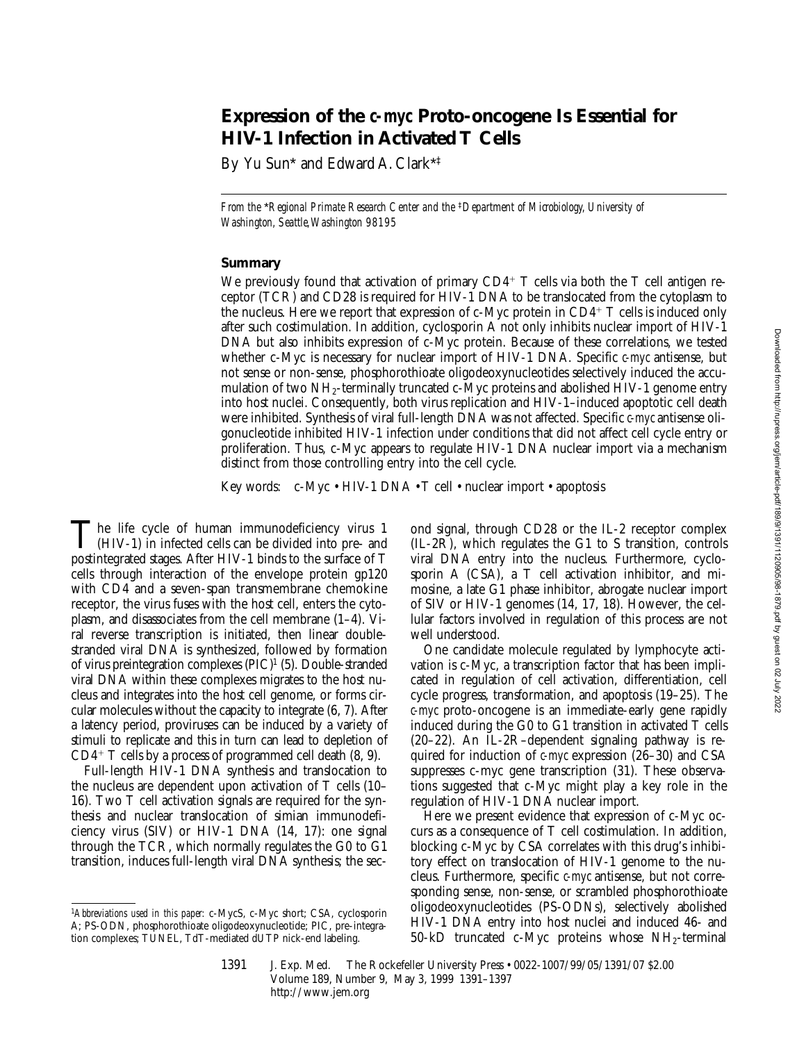# Expression of the *c-myc* Proto-oncogene Is Essential for HIV-1 Infection in Activated T Cells

By Yu Sun* and Edward A. Clark*‡

*From the \*Regional Primate Research Center and the ‡Department of Microbiology, University of Washington, Seattle, Washington 98195*

## Summary

We previously found that activation of primary $CD4^+$ T cells via both the T cell antigen receptor (TCR) and CD28 is required for HIV-1 DNA to be translocated from the cytoplasm to the nucleus. Here we report that expression of c-Myc protein in $CD4^+$ T cells is induced only after such costimulation. In addition, cyclosporin A not only inhibits nuclear import of HIV-1 DNA but also inhibits expression of c-Myc protein. Because of these correlations, we tested whether c-Myc is necessary for nuclear import of HIV-1 DNA. Specific *c-myc* antisense, but not sense or non-sense, phosphorothioate oligodeoxynucleotides selectively induced the accumulation of two $NH_2$-terminally truncated c-Myc proteins and abolished HIV-1 genome entry into host nuclei. Consequently, both virus replication and HIV-1–induced apoptotic cell death were inhibited. Synthesis of viral full-length DNA was not affected. Specific *c-myc* antisense oligonucleotide inhibited HIV-1 infection under conditions that did not affect cell cycle entry or proliferation. Thus, c-Myc appears to regulate HIV-1 DNA nuclear import via a mechanism distinct from those controlling entry into the cell cycle.

Key words: c-Myc • HIV-1 DNA • T cell • nuclear import • apoptosis

The life cycle of human immunodeficiency virus 1 (HIV-1) in infected cells can be divided into pre- and postintegrated stages. After HIV-1 binds to the surface of T cells through interaction of the envelope protein gp120 with CD4 and a seven-span transmembrane chemokine receptor, the virus fuses with the host cell, enters the cytoplasm, and disassociates from the cell membrane (1–4). Viral reverse transcription is initiated, then linear double-stranded viral DNA is synthesized, followed by formation of virus preintegration complexes (PIC)[1] (5). Double-stranded viral DNA within these complexes migrates to the host nucleus and integrates into the host cell genome, or forms circular molecules without the capacity to integrate (6, 7). After a latency period, proviruses can be induced by a variety of stimuli to replicate and this in turn can lead to depletion of $CD4^+$ T cells by a process of programmed cell death (8, 9).

Full-length HIV-1 DNA synthesis and translocation to the nucleus are dependent upon activation of T cells (10–16). Two T cell activation signals are required for the synthesis and nuclear translocation of simian immunodeficiency virus (SIV) or HIV-1 DNA (14, 17): one signal through the TCR, which normally regulates the G0 to G1 transition, induces full-length viral DNA synthesis; the second signal, through CD28 or the IL-2 receptor complex (IL-2R), which regulates the G1 to S transition, controls viral DNA entry into the nucleus. Furthermore, cyclosporin A (CSA), a T cell activation inhibitor, and mimosine, a late G1 phase inhibitor, abrogate nuclear import of SIV or HIV-1 genomes (14, 17, 18). However, the cellular factors involved in regulation of this process are not well understood.

One candidate molecule regulated by lymphocyte activation is c-Myc, a transcription factor that has been implicated in regulation of cell activation, differentiation, cell cycle progress, transformation, and apoptosis (19–25). The *c-myc* proto-oncogene is an immediate-early gene rapidly induced during the G0 to G1 transition in activated T cells (20–22). An IL-2R–dependent signaling pathway is required for induction of *c-myc* expression (26–30) and CSA suppresses c-myc gene transcription (31). These observations suggested that c-Myc might play a key role in the regulation of HIV-1 DNA nuclear import.

Here we present evidence that expression of c-Myc occurs as a consequence of T cell costimulation. In addition, blocking c-Myc by CSA correlates with this drug's inhibitory effect on translocation of HIV-1 genome to the nucleus. Furthermore, specific *c-myc* antisense, but not corresponding sense, non-sense, or scrambled phosphorothioate oligodeoxynucleotides (PS-ODNs), selectively abolished HIV-1 DNA entry into host nuclei and induced 46- and 50-kD truncated c-Myc proteins whose $NH_2$-terminal

[1] *Abbreviations used in this paper:* c-MycS, c-Myc short; CSA, cyclosporin A; PS-ODN, phosphorothioate oligodeoxynucleotide; PIC, pre-integration complexes; TUNEL, TdT-mediated dUTP nick-end labeling.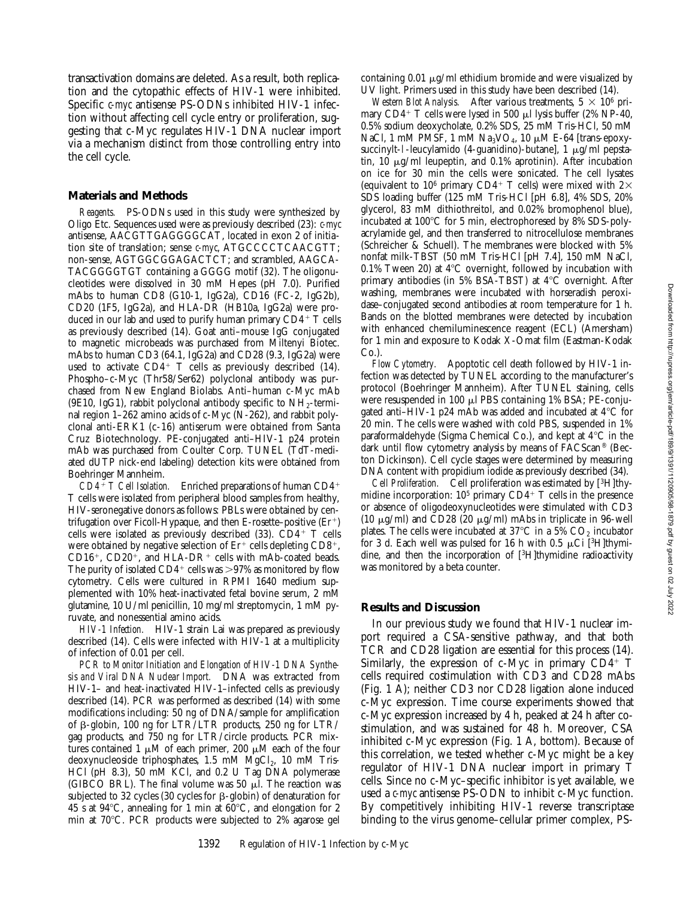transactivation domains are deleted. As a result, both replication and the cytopathic effects of HIV-1 were inhibited. Specific *c-myc* antisense PS-ODNs inhibited HIV-1 infection without affecting cell cycle entry or proliferation, suggesting that c-Myc regulates HIV-1 DNA nuclear import via a mechanism distinct from those controlling entry into the cell cycle.

## Materials and Methods

*Reagents.* PS-ODNs used in this study were synthesized by Oligo Etc. Sequences used were as previously described (23): *c-myc* antisense, AACGTTGAGGGGCAT, located in exon 2 of initiation site of translation; sense *c-myc*, ATGCCCCTCAACGTT; non-sense, AGTGGCGGAGACTCT; and scrambled, AAGCATACGGGGTGT containing a GGGG motif (32). The oligonucleotides were dissolved in 30 mM Hepes (pH 7.0). Purified mAbs to human CD8 (G10-1, IgG2a), CD16 (FC-2, IgG2b), CD20 (1F5, IgG2a), and HLA-DR (HB10a, IgG2a) were produced in our lab and used to purify human primary $CD4^+$ T cells as previously described (14). Goat anti–mouse IgG conjugated to magnetic microbeads was purchased from Miltenyi Biotec. mAbs to human CD3 (64.1, IgG2a) and CD28 (9.3, IgG2a) were used to activate $CD4^+$ T cells as previously described (14). Phospho–c-Myc (Thr58/Ser62) polyclonal antibody was purchased from New England Biolabs. Anti–human c-Myc mAb (9E10, IgG1), rabbit polyclonal antibody specific to $NH_2$-terminal region 1–262 amino acids of c-Myc (N-262), and rabbit polyclonal anti-ERK1 (c-16) antiserum were obtained from Santa Cruz Biotechnology. PE-conjugated anti–HIV-1 p24 protein mAb was purchased from Coulter Corp. TUNEL (TdT-mediated dUTP nick-end labeling) detection kits were obtained from Boehringer Mannheim.

*$CD4^+$ T Cell Isolation.* Enriched preparations of human $CD4^+$ T cells were isolated from peripheral blood samples from healthy, HIV-seronegative donors as follows: PBLs were obtained by centrifugation over Ficoll-Hypaque, and then E-rosette–positive ($Er^+$) cells were isolated as previously described (33). $CD4^+$ T cells were obtained by negative selection of $Er^+$ cells depleting $CD8^+$, $CD16^+$, $CD20^+$, and HLA-$DR^+$ cells with mAb-coated beads. The purity of isolated $CD4^+$ cells was >97% as monitored by flow cytometry. Cells were cultured in RPMI 1640 medium supplemented with 10% heat-inactivated fetal bovine serum, 2 mM glutamine, 10 U/ml penicillin, 10 mg/ml streptomycin, 1 mM pyruvate, and nonessential amino acids.

*HIV-1 Infection.* HIV-1 strain Lai was prepared as previously described (14). Cells were infected with HIV-1 at a multiplicity of infection of 0.01 per cell.

*PCR to Monitor Initiation and Elongation of HIV-1 DNA Synthesis and Viral DNA Nuclear Import.* DNA was extracted from HIV-1– and heat-inactivated HIV-1–infected cells as previously described (14). PCR was performed as described (14) with some modifications including: 50 ng of DNA/sample for amplification of β-globin, 100 ng for LTR/LTR products, 250 ng for LTR/gag products, and 750 ng for LTR/circle products. PCR mixtures contained 1 μM of each primer, 200 μM each of the four deoxynucleoside triphosphates, 1.5 mM $MgCl_2$, 10 mM Tris-HCl (pH 8.3), 50 mM KCl, and 0.2 U Tag DNA polymerase (GIBCO BRL). The final volume was 50 μl. The reaction was subjected to 32 cycles (30 cycles for β-globin) of denaturation for 45 s at 94°C, annealing for 1 min at 60°C, and elongation for 2 min at 70°C. PCR products were subjected to 2% agarose gel containing 0.01 μg/ml ethidium bromide and were visualized by UV light. Primers used in this study have been described (14).

*Western Blot Analysis.* After various treatments, $5 \times 10^6$ primary $CD4^+$ T cells were lysed in 500 μl lysis buffer (2% NP-40, 0.5% sodium deoxycholate, 0.2% SDS, 25 mM Tris-HCl, 50 mM NaCl, 1 mM PMSF, 1 mM $Na_3VO_4$, 10 μM E-64 [trans-epoxysuccinylt-l-leucylamido (4-guanidino)-butane], 1 μg/ml pepstatin, 10 μg/ml leupeptin, and 0.1% aprotinin). After incubation on ice for 30 min the cells were sonicated. The cell lysates (equivalent to $10^6$ primary $CD4^+$ T cells) were mixed with 2× SDS loading buffer (125 mM Tris-HCl [pH 6.8], 4% SDS, 20% glycerol, 83 mM dithiothreitol, and 0.02% bromophenol blue), incubated at 100°C for 5 min, electrophoresed by 8% SDS-polyacrylamide gel, and then transferred to nitrocellulose membranes (Schreicher & Schuell). The membranes were blocked with 5% nonfat milk-TBST (50 mM Tris-HCl [pH 7.4], 150 mM NaCl, 0.1% Tween 20) at 4°C overnight, followed by incubation with primary antibodies (in 5% BSA-TBST) at 4°C overnight. After washing, membranes were incubated with horseradish peroxidase–conjugated second antibodies at room temperature for 1 h. Bands on the blotted membranes were detected by incubation with enhanced chemiluminescence reagent (ECL) (Amersham) for 1 min and exposure to Kodak X-Omat film (Eastman-Kodak Co.).

*Flow Cytometry.* Apoptotic cell death followed by HIV-1 infection was detected by TUNEL according to the manufacturer's protocol (Boehringer Mannheim). After TUNEL staining, cells were resuspended in 100 μl PBS containing 1% BSA; PE-conjugated anti–HIV-1 p24 mAb was added and incubated at 4°C for 20 min. The cells were washed with cold PBS, suspended in 1% paraformaldehyde (Sigma Chemical Co.), and kept at 4°C in the dark until flow cytometry analysis by means of FACScan® (Becton Dickinson). Cell cycle stages were determined by measuring DNA content with propidium iodide as previously described (34).

*Cell Proliferation.* Cell proliferation was estimated by [$^3$H]thymidine incorporation: $10^5$ primary $CD4^+$ T cells in the presence or absence of oligodeoxynucleotides were stimulated with CD3 (10 μg/ml) and CD28 (20 μg/ml) mAbs in triplicate in 96-well plates. The cells were incubated at 37°C in a 5% $CO_2$ incubator for 3 d. Each well was pulsed for 16 h with 0.5 μCi [$^3$H]thymidine, and then the incorporation of [$^3$H]thymidine radioactivity was monitored by a beta counter.

## Results and Discussion

In our previous study we found that HIV-1 nuclear import required a CSA-sensitive pathway, and that both TCR and CD28 ligation are essential for this process (14). Similarly, the expression of c-Myc in primary $CD4^+$ T cells required costimulation with CD3 and CD28 mAbs (Fig. 1 A); neither CD3 nor CD28 ligation alone induced c-Myc expression. Time course experiments showed that c-Myc expression increased by 4 h, peaked at 24 h after costimulation, and was sustained for 48 h. Moreover, CSA inhibited c-Myc expression (Fig. 1 A, bottom). Because of this correlation, we tested whether c-Myc might be a key regulator of HIV-1 DNA nuclear import in primary T cells. Since no c-Myc–specific inhibitor is yet available, we used a *c-myc* antisense PS-ODN to inhibit c-Myc function. By competitively inhibiting HIV-1 reverse transcriptase binding to the virus genome–cellular primer complex, PS-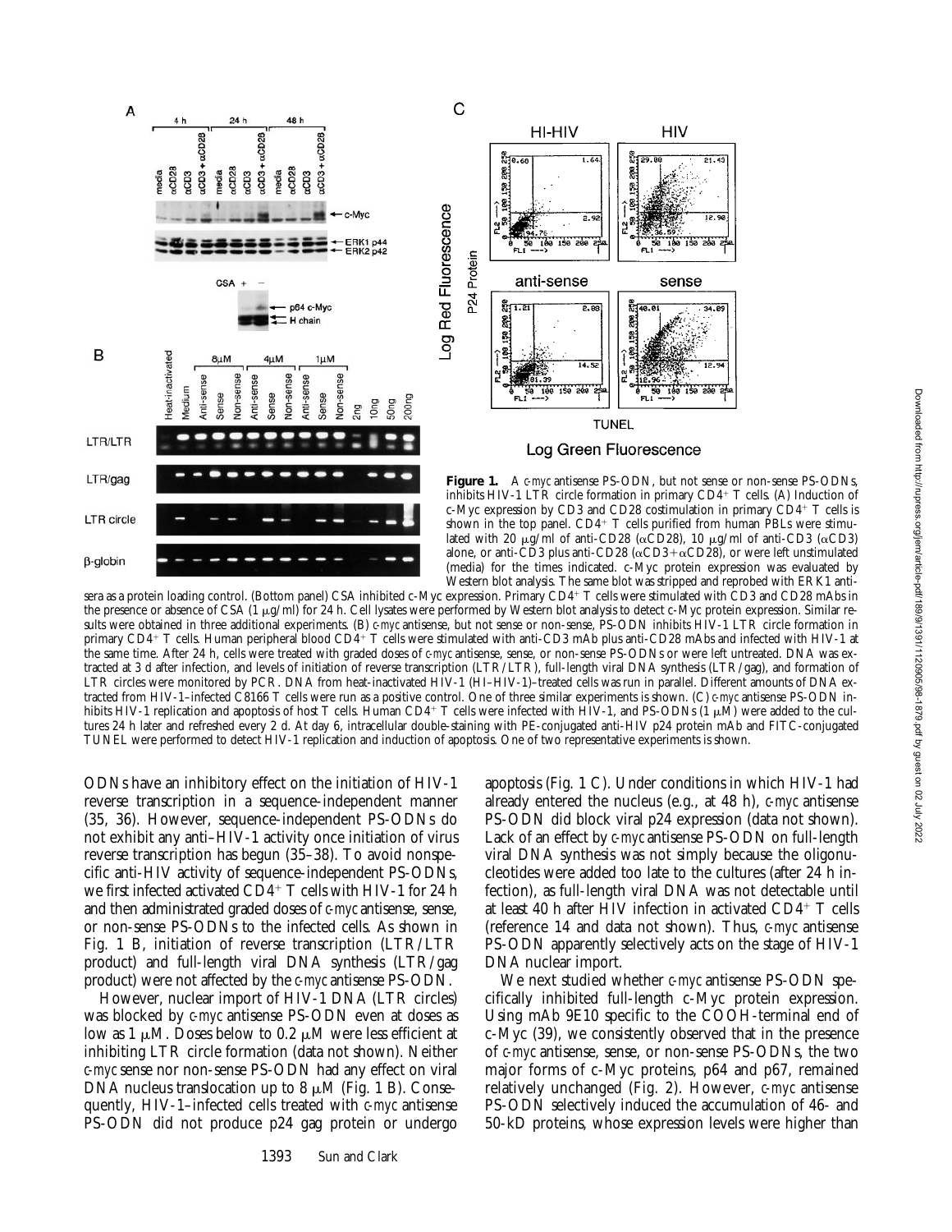**Figure 1.** A *c-myc* antisense PS-ODN, but not sense or non-sense PS-ODNs, inhibits HIV-1 LTR circle formation in primary CD4+ T cells. (A) Induction of c-Myc expression by CD3 and CD28 costimulation in primary CD4+ T cells is shown in the top panel. CD4+ T cells purified from human PBLs were stimulated with 20 μg/ml of anti-CD28 (αCD28), 10 μg/ml of anti-CD3 (αCD3) alone, or anti-CD3 plus anti-CD28 (αCD3+αCD28), or were left unstimulated (media) for the times indicated. c-Myc protein expression was evaluated by Western blot analysis. The same blot was stripped and reprobed with ERK1 antisera as a protein loading control. (Bottom panel) CSA inhibited c-Myc expression. Primary CD4+ T cells were stimulated with CD3 and CD28 mAbs in the presence or absence of CSA (1 μg/ml) for 24 h. Cell lysates were performed by Western blot analysis to detect c-Myc protein expression. Similar results were obtained in three additional experiments. (B) *c-myc* antisense, but not sense or non-sense, PS-ODN inhibits HIV-1 LTR circle formation in primary CD4+ T cells. Human peripheral blood CD4+ T cells were stimulated with anti-CD3 mAb plus anti-CD28 mAbs and infected with HIV-1 at the same time. After 24 h, cells were treated with graded doses of *c-myc* antisense, sense, or non-sense PS-ODNs or were left untreated. DNA was extracted at 3 d after infection, and levels of initiation of reverse transcription (LTR/LTR), full-length viral DNA synthesis (LTR/gag), and formation of LTR circles were monitored by PCR. DNA from heat-inactivated HIV-1 (HI–HIV-1)–treated cells was run in parallel. Different amounts of DNA extracted from HIV-1–infected C8166 T cells were run as a positive control. One of three similar experiments is shown. (C) *c-myc* antisense PS-ODN inhibits HIV-1 replication and apoptosis of host T cells. Human CD4+ T cells were infected with HIV-1, and PS-ODNs (1 μM) were added to the cultures 24 h later and refreshed every 2 d. At day 6, intracellular double-staining with PE-conjugated anti-HIV p24 protein mAb and FITC-conjugated TUNEL were performed to detect HIV-1 replication and induction of apoptosis. One of two representative experiments is shown.

ODNs have an inhibitory effect on the initiation of HIV-1 reverse transcription in a sequence-independent manner (35, 36). However, sequence-independent PS-ODNs do not exhibit any anti–HIV-1 activity once initiation of virus reverse transcription has begun (35–38). To avoid nonspecific anti-HIV activity of sequence-independent PS-ODNs, we first infected activated CD4+ T cells with HIV-1 for 24 h and then administrated graded doses of *c-myc* antisense, sense, or non-sense PS-ODNs to the infected cells. As shown in Fig. 1 B, initiation of reverse transcription (LTR/LTR product) and full-length viral DNA synthesis (LTR/gag product) were not affected by the *c-myc* antisense PS-ODN.

However, nuclear import of HIV-1 DNA (LTR circles) was blocked by *c-myc* antisense PS-ODN even at doses as low as 1 μM. Doses below to 0.2 μM were less efficient at inhibiting LTR circle formation (data not shown). Neither *c-myc* sense nor non-sense PS-ODN had any effect on viral DNA nucleus translocation up to 8 μM (Fig. 1 B). Consequently, HIV-1–infected cells treated with *c-myc* antisense PS-ODN did not produce p24 gag protein or undergo apoptosis (Fig. 1 C). Under conditions in which HIV-1 had already entered the nucleus (e.g., at 48 h), *c-myc* antisense PS-ODN did block viral p24 expression (data not shown). Lack of an effect by *c-myc* antisense PS-ODN on full-length viral DNA synthesis was not simply because the oligonucleotides were added too late to the cultures (after 24 h infection), as full-length viral DNA was not detectable until at least 40 h after HIV infection in activated CD4+ T cells (reference 14 and data not shown). Thus, *c-myc* antisense PS-ODN apparently selectively acts on the stage of HIV-1 DNA nuclear import.

We next studied whether *c-myc* antisense PS-ODN specifically inhibited full-length c-Myc protein expression. Using mAb 9E10 specific to the COOH-terminal end of c-Myc (39), we consistently observed that in the presence of *c-myc* antisense, sense, or non-sense PS-ODNs, the two major forms of c-Myc proteins, p64 and p67, remained relatively unchanged (Fig. 2). However, *c-myc* antisense PS-ODN selectively induced the accumulation of 46- and 50-kD proteins, whose expression levels were higher than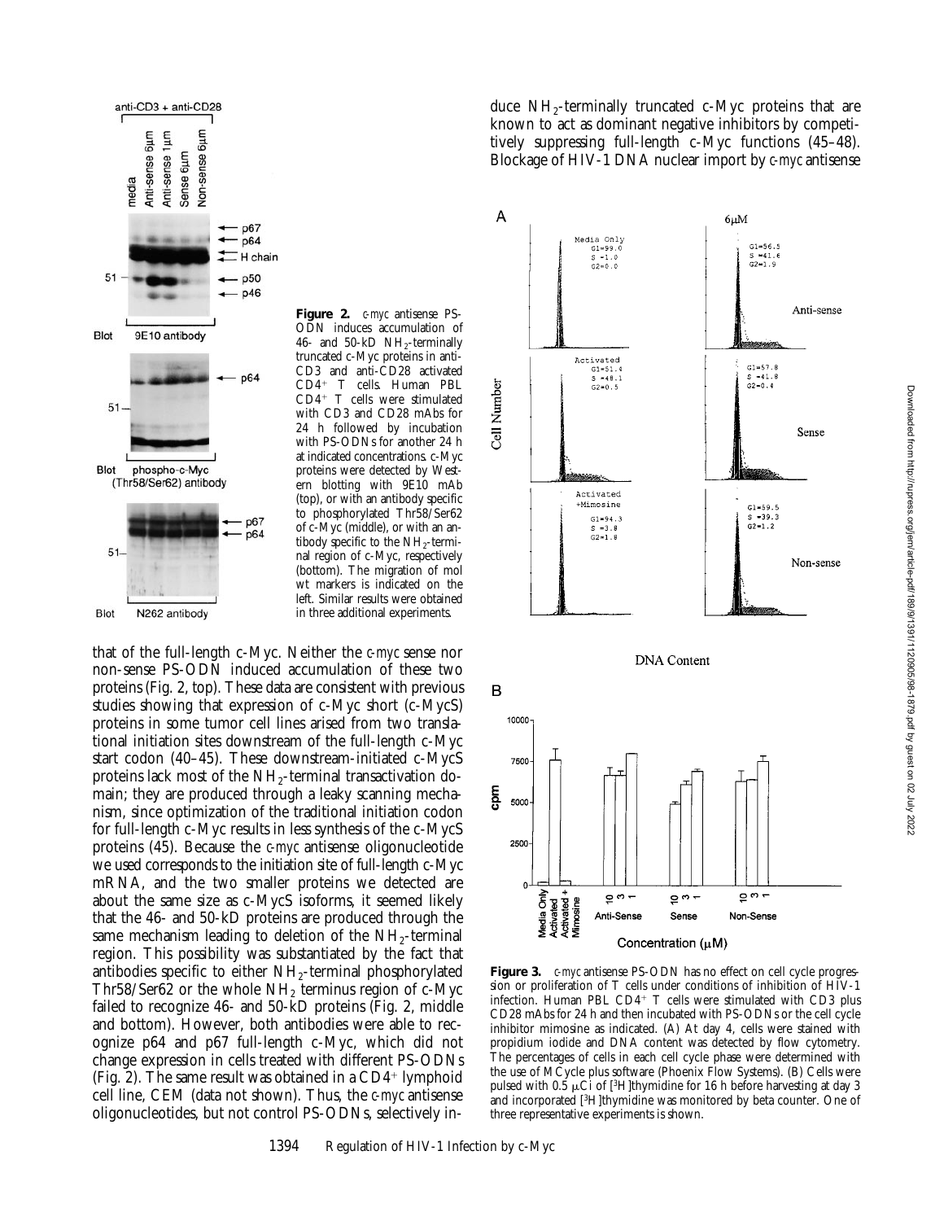that of the full-length c-Myc. Neither the *c-myc* sense nor non-sense PS-ODN induced accumulation of these two proteins (Fig. 2, top). These data are consistent with previous studies showing that expression of c-Myc short (c-MycS) proteins in some tumor cell lines arised from two translational initiation sites downstream of the full-length c-Myc start codon (40–45). These downstream-initiated c-MycS proteins lack most of the $NH_2$-terminal transactivation domain; they are produced through a leaky scanning mechanism, since optimization of the traditional initiation codon for full-length c-Myc results in less synthesis of the c-MycS proteins (45). Because the *c-myc* antisense oligonucleotide we used corresponds to the initiation site of full-length c-Myc mRNA, and the two smaller proteins we detected are about the same size as c-MycS isoforms, it seemed likely that the 46- and 50-kD proteins are produced through the same mechanism leading to deletion of the $NH_2$-terminal region. This possibility was substantiated by the fact that antibodies specific to either $NH_2$-terminal phosphorylated Thr58/Ser62 or the whole $NH_2$ terminus region of c-Myc failed to recognize 46- and 50-kD proteins (Fig. 2, middle and bottom). However, both antibodies were able to recognize p64 and p67 full-length c-Myc, which did not change expression in cells treated with different PS-ODNs (Fig. 2). The same result was obtained in a CD4+ lymphoid cell line, CEM (data not shown). Thus, the *c-myc* antisense oligonucleotides, but not control PS-ODNs, selectively induce $NH_2$-terminally truncated c-Myc proteins that are known to act as dominant negative inhibitors by competitively suppressing full-length c-Myc functions (45–48). Blockage of HIV-1 DNA nuclear import by *c-myc* antisense

**Figure 2.** *c-myc* antisense PS-ODN induces accumulation of 46- and 50-kD $NH_2$-terminally truncated c-Myc proteins in anti-CD3 and anti-CD28 activated CD4+ T cells. Human PBL CD4+ T cells were stimulated with CD3 and CD28 mAbs for 24 h followed by incubation with PS-ODNs for another 24 h at indicated concentrations. c-Myc proteins were detected by Western blotting with 9E10 mAb (top), or with an antibody specific to phosphorylated Thr58/Ser62 of c-Myc (middle), or with an antibody specific to the $NH_2$-terminal region of c-Myc, respectively (bottom). The migration of mol wt markers is indicated on the left. Similar results were obtained in three additional experiments.

**Figure 3.** *c-myc* antisense PS-ODN has no effect on cell cycle progression or proliferation of T cells under conditions of inhibition of HIV-1 infection. Human PBL CD4+ T cells were stimulated with CD3 plus CD28 mAbs for 24 h and then incubated with PS-ODNs or the cell cycle inhibitor mimosine as indicated. (A) At day 4, cells were stained with propidium iodide and DNA content was detected by flow cytometry. The percentages of cells in each cell cycle phase were determined with the use of MCycle plus software (Phoenix Flow Systems). (B) Cells were pulsed with 0.5 μCi of [$^3$H]thymidine for 16 h before harvesting at day 3 and incorporated [$^3$H]thymidine was monitored by beta counter. One of three representative experiments is shown.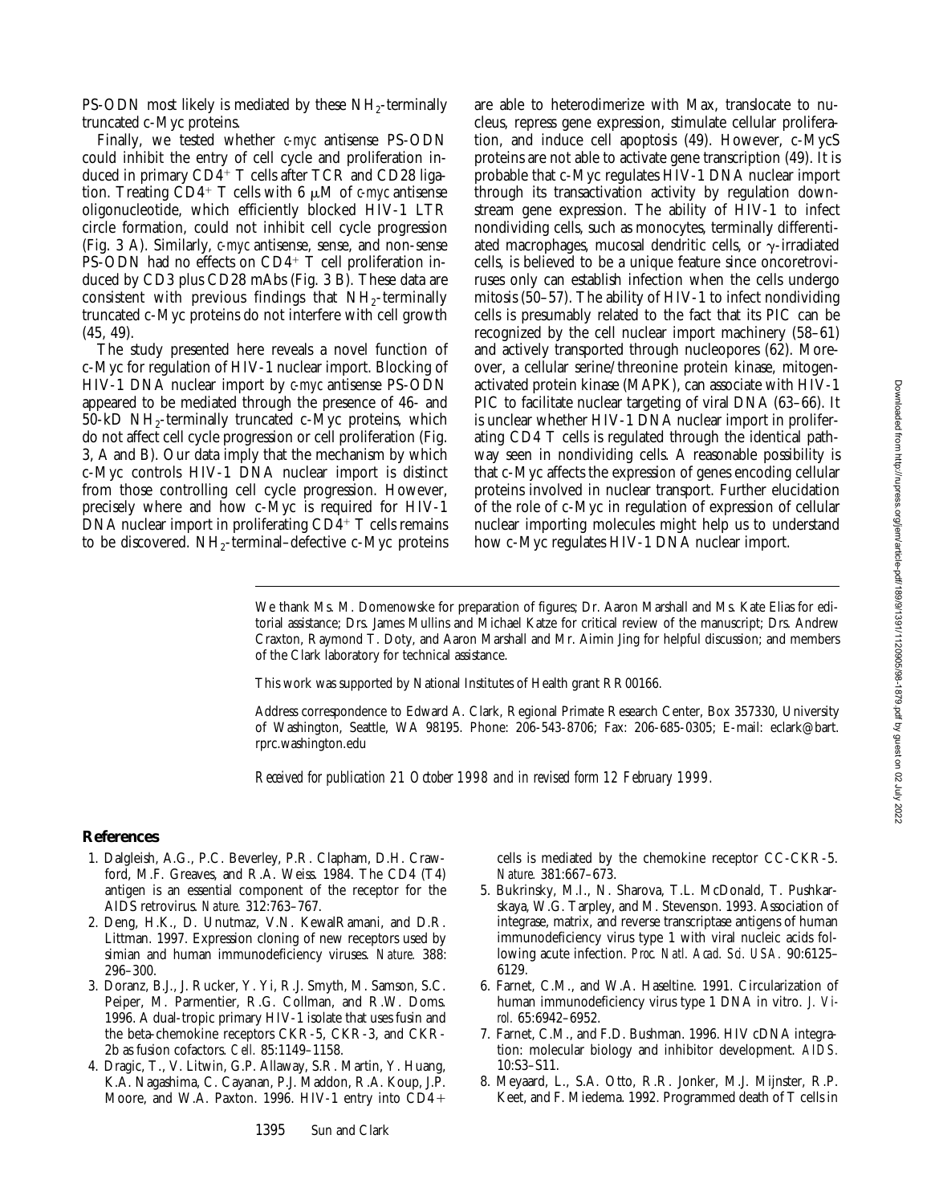PS-ODN most likely is mediated by these $NH_2$-terminally truncated c-Myc proteins.

Finally, we tested whether *c-myc* antisense PS-ODN could inhibit the entry of cell cycle and proliferation induced in primary $CD4^+$ T cells after TCR and CD28 ligation. Treating $CD4^+$ T cells with 6 μM of *c-myc* antisense oligonucleotide, which efficiently blocked HIV-1 LTR circle formation, could not inhibit cell cycle progression (Fig. 3 A). Similarly, *c-myc* antisense, sense, and non-sense PS-ODN had no effects on $CD4^+$ T cell proliferation induced by CD3 plus CD28 mAbs (Fig. 3 B). These data are consistent with previous findings that $NH_2$-terminally truncated c-Myc proteins do not interfere with cell growth (45, 49).

The study presented here reveals a novel function of c-Myc for regulation of HIV-1 nuclear import. Blocking of HIV-1 DNA nuclear import by *c-myc* antisense PS-ODN appeared to be mediated through the presence of 46- and 50-kD $NH_2$-terminally truncated c-Myc proteins, which do not affect cell cycle progression or cell proliferation (Fig. 3, A and B). Our data imply that the mechanism by which c-Myc controls HIV-1 DNA nuclear import is distinct from those controlling cell cycle progression. However, precisely where and how c-Myc is required for HIV-1 DNA nuclear import in proliferating $CD4^+$ T cells remains to be discovered. $NH_2$-terminal–defective c-Myc proteins are able to heterodimerize with Max, translocate to nucleus, repress gene expression, stimulate cellular proliferation, and induce cell apoptosis (49). However, c-MycS proteins are not able to activate gene transcription (49). It is probable that c-Myc regulates HIV-1 DNA nuclear import through its transactivation activity by regulation downstream gene expression. The ability of HIV-1 to infect nondividing cells, such as monocytes, terminally differentiated macrophages, mucosal dendritic cells, or γ-irradiated cells, is believed to be a unique feature since oncoretroviruses only can establish infection when the cells undergo mitosis (50–57). The ability of HIV-1 to infect nondividing cells is presumably related to the fact that its PIC can be recognized by the cell nuclear import machinery (58–61) and actively transported through nucleopores (62). Moreover, a cellular serine/threonine protein kinase, mitogen-activated protein kinase (MAPK), can associate with HIV-1 PIC to facilitate nuclear targeting of viral DNA (63–66). It is unclear whether HIV-1 DNA nuclear import in proliferating CD4 T cells is regulated through the identical pathway seen in nondividing cells. A reasonable possibility is that c-Myc affects the expression of genes encoding cellular proteins involved in nuclear transport. Further elucidation of the role of c-Myc in regulation of expression of cellular nuclear importing molecules might help us to understand how c-Myc regulates HIV-1 DNA nuclear import.

We thank Ms. M. Domenowske for preparation of figures; Dr. Aaron Marshall and Ms. Kate Elias for editorial assistance; Drs. James Mullins and Michael Katze for critical review of the manuscript; Drs. Andrew Craxton, Raymond T. Doty, and Aaron Marshall and Mr. Aimin Jing for helpful discussion; and members of the Clark laboratory for technical assistance.

This work was supported by National Institutes of Health grant RR00166.

Address correspondence to Edward A. Clark, Regional Primate Research Center, Box 357330, University of Washington, Seattle, WA 98195. Phone: 206-543-8706; Fax: 206-685-0305; E-mail: eclark@bart.rprc.washington.edu

*Received for publication 21 October 1998 and in revised form 12 February 1999.*

## References

1. Dalgleish, A.G., P.C. Beverley, P.R. Clapham, D.H. Crawford, M.F. Greaves, and R.A. Weiss. 1984. The CD4 (T4) antigen is an essential component of the receptor for the AIDS retrovirus. *Nature.* 312:763–767.
2. Deng, H.K., D. Unutmaz, V.N. KewalRamani, and D.R. Littman. 1997. Expression cloning of new receptors used by simian and human immunodeficiency viruses. *Nature.* 388: 296–300.
3. Doranz, B.J., J. Rucker, Y. Yi, R.J. Smyth, M. Samson, S.C. Peiper, M. Parmentier, R.G. Collman, and R.W. Doms. 1996. A dual-tropic primary HIV-1 isolate that uses fusin and the beta-chemokine receptors CKR-5, CKR-3, and CKR-2b as fusion cofactors. *Cell.* 85:1149–1158.
4. Dragic, T., V. Litwin, G.P. Allaway, S.R. Martin, Y. Huang, K.A. Nagashima, C. Cayanan, P.J. Maddon, R.A. Koup, J.P. Moore, and W.A. Paxton. 1996. HIV-1 entry into CD4+ cells is mediated by the chemokine receptor CC-CKR-5. *Nature.* 381:667–673.
5. Bukrinsky, M.I., N. Sharova, T.L. McDonald, T. Pushkarskaya, W.G. Tarpley, and M. Stevenson. 1993. Association of integrase, matrix, and reverse transcriptase antigens of human immunodeficiency virus type 1 with viral nucleic acids following acute infection. *Proc. Natl. Acad. Sci. USA.* 90:6125–6129.
6. Farnet, C.M., and W.A. Haseltine. 1991. Circularization of human immunodeficiency virus type 1 DNA in vitro. *J. Virol.* 65:6942–6952.
7. Farnet, C.M., and F.D. Bushman. 1996. HIV cDNA integration: molecular biology and inhibitor development. *AIDS.* 10:S3–S11.
8. Meyaard, L., S.A. Otto, R.R. Jonker, M.J. Mijnster, R.P. Keet, and F. Miedema. 1992. Programmed death of T cells in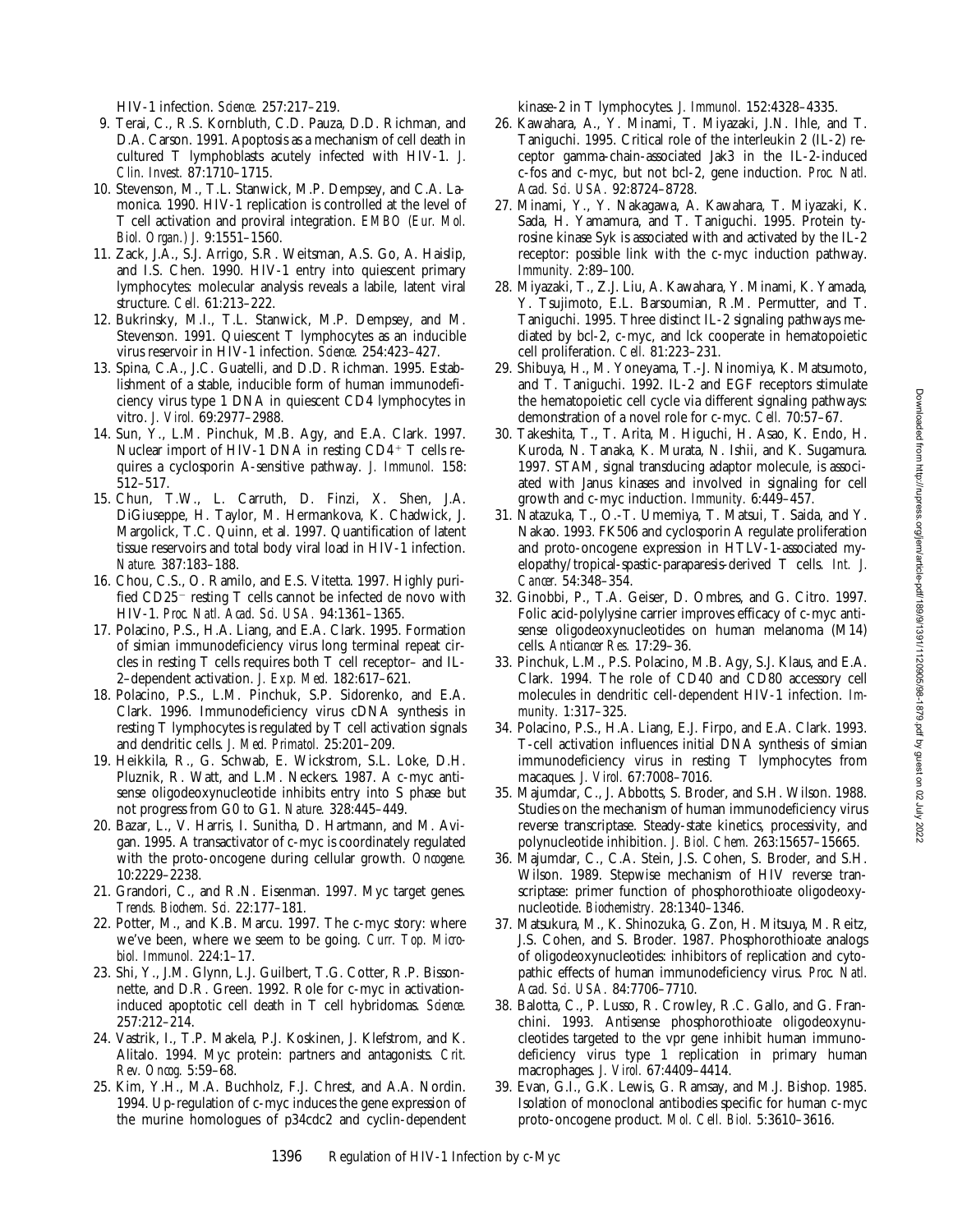HIV-1 infection. *Science.* 257:217–219.

9. Terai, C., R.S. Kornbluth, C.D. Pauza, D.D. Richman, and D.A. Carson. 1991. Apoptosis as a mechanism of cell death in cultured T lymphoblasts acutely infected with HIV-1. *J. Clin. Invest.* 87:1710–1715.
10. Stevenson, M., T.L. Stanwick, M.P. Dempsey, and C.A. Lamonica. 1990. HIV-1 replication is controlled at the level of T cell activation and proviral integration. *EMBO (Eur. Mol. Biol. Organ.) J.* 9:1551–1560.
11. Zack, J.A., S.J. Arrigo, S.R. Weitsman, A.S. Go, A. Haislip, and I.S. Chen. 1990. HIV-1 entry into quiescent primary lymphocytes: molecular analysis reveals a labile, latent viral structure. *Cell.* 61:213–222.
12. Bukrinsky, M.I., T.L. Stanwick, M.P. Dempsey, and M. Stevenson. 1991. Quiescent T lymphocytes as an inducible virus reservoir in HIV-1 infection. *Science.* 254:423–427.
13. Spina, C.A., J.C. Guatelli, and D.D. Richman. 1995. Establishment of a stable, inducible form of human immunodeficiency virus type 1 DNA in quiescent CD4 lymphocytes in vitro. *J. Virol.* 69:2977–2988.
14. Sun, Y., L.M. Pinchuk, M.B. Agy, and E.A. Clark. 1997. Nuclear import of HIV-1 DNA in resting $CD4^+$ T cells requires a cyclosporin A-sensitive pathway. *J. Immunol.* 158: 512–517.
15. Chun, T.W., L. Carruth, D. Finzi, X. Shen, J.A. DiGiuseppe, H. Taylor, M. Hermankova, K. Chadwick, J. Margolick, T.C. Quinn, et al. 1997. Quantification of latent tissue reservoirs and total body viral load in HIV-1 infection. *Nature.* 387:183–188.
16. Chou, C.S., O. Ramilo, and E.S. Vitetta. 1997. Highly purified $CD25^-$ resting T cells cannot be infected de novo with HIV-1. *Proc. Natl. Acad. Sci. USA.* 94:1361–1365.
17. Polacino, P.S., H.A. Liang, and E.A. Clark. 1995. Formation of simian immunodeficiency virus long terminal repeat circles in resting T cells requires both T cell receptor– and IL-2–dependent activation. *J. Exp. Med.* 182:617–621.
18. Polacino, P.S., L.M. Pinchuk, S.P. Sidorenko, and E.A. Clark. 1996. Immunodeficiency virus cDNA synthesis in resting T lymphocytes is regulated by T cell activation signals and dendritic cells. *J. Med. Primatol.* 25:201–209.
19. Heikkila, R., G. Schwab, E. Wickstrom, S.L. Loke, D.H. Pluznik, R. Watt, and L.M. Neckers. 1987. A c-myc antisense oligodeoxynucleotide inhibits entry into S phase but not progress from G0 to G1. *Nature.* 328:445–449.
20. Bazar, L., V. Harris, I. Sunitha, D. Hartmann, and M. Avigan. 1995. A transactivator of c-myc is coordinately regulated with the proto-oncogene during cellular growth. *Oncogene.* 10:2229–2238.
21. Grandori, C., and R.N. Eisenman. 1997. Myc target genes. *Trends. Biochem. Sci.* 22:177–181.
22. Potter, M., and K.B. Marcu. 1997. The c-myc story: where we've been, where we seem to be going. *Curr. Top. Microbiol. Immunol.* 224:1–17.
23. Shi, Y., J.M. Glynn, L.J. Guilbert, T.G. Cotter, R.P. Bissonnette, and D.R. Green. 1992. Role for c-myc in activation-induced apoptotic cell death in T cell hybridomas. *Science.* 257:212–214.
24. Vastrik, I., T.P. Makela, P.J. Koskinen, J. Klefstrom, and K. Alitalo. 1994. Myc protein: partners and antagonists. *Crit. Rev. Oncog.* 5:59–68.
25. Kim, Y.H., M.A. Buchholz, F.J. Chrest, and A.A. Nordin. 1994. Up-regulation of c-myc induces the gene expression of the murine homologues of p34cdc2 and cyclin-dependent kinase-2 in T lymphocytes. *J. Immunol.* 152:4328–4335.
26. Kawahara, A., Y. Minami, T. Miyazaki, J.N. Ihle, and T. Taniguchi. 1995. Critical role of the interleukin 2 (IL-2) receptor gamma-chain-associated Jak3 in the IL-2-induced c-fos and c-myc, but not bcl-2, gene induction. *Proc. Natl. Acad. Sci. USA.* 92:8724–8728.
27. Minami, Y., Y. Nakagawa, A. Kawahara, T. Miyazaki, K. Sada, H. Yamamura, and T. Taniguchi. 1995. Protein tyrosine kinase Syk is associated with and activated by the IL-2 receptor: possible link with the c-myc induction pathway. *Immunity.* 2:89–100.
28. Miyazaki, T., Z.J. Liu, A. Kawahara, Y. Minami, K. Yamada, Y. Tsujimoto, E.L. Barsoumian, R.M. Permutter, and T. Taniguchi. 1995. Three distinct IL-2 signaling pathways mediated by bcl-2, c-myc, and lck cooperate in hematopoietic cell proliferation. *Cell.* 81:223–231.
29. Shibuya, H., M. Yoneyama, T.-J. Ninomiya, K. Matsumoto, and T. Taniguchi. 1992. IL-2 and EGF receptors stimulate the hematopoietic cell cycle via different signaling pathways: demonstration of a novel role for c-myc. *Cell.* 70:57–67.
30. Takeshita, T., T. Arita, M. Higuchi, H. Asao, K. Endo, H. Kuroda, N. Tanaka, K. Murata, N. Ishii, and K. Sugamura. 1997. STAM, signal transducing adaptor molecule, is associated with Janus kinases and involved in signaling for cell growth and c-myc induction. *Immunity.* 6:449–457.
31. Natazuka, T., O.-T. Umemiya, T. Matsui, T. Saida, and Y. Nakao. 1993. FK506 and cyclosporin A regulate proliferation and proto-oncogene expression in HTLV-1-associated myelopathy/tropical-spastic-paraparesis-derived T cells. *Int. J. Cancer.* 54:348–354.
32. Ginobbi, P., T.A. Geiser, D. Ombres, and G. Citro. 1997. Folic acid-polylysine carrier improves efficacy of c-myc antisense oligodeoxynucleotides on human melanoma (M14) cells. *Anticancer Res.* 17:29–36.
33. Pinchuk, L.M., P.S. Polacino, M.B. Agy, S.J. Klaus, and E.A. Clark. 1994. The role of CD40 and CD80 accessory cell molecules in dendritic cell-dependent HIV-1 infection. *Immunity.* 1:317–325.
34. Polacino, P.S., H.A. Liang, E.J. Firpo, and E.A. Clark. 1993. T-cell activation influences initial DNA synthesis of simian immunodeficiency virus in resting T lymphocytes from macaques. *J. Virol.* 67:7008–7016.
35. Majumdar, C., J. Abbotts, S. Broder, and S.H. Wilson. 1988. Studies on the mechanism of human immunodeficiency virus reverse transcriptase. Steady-state kinetics, processivity, and polynucleotide inhibition. *J. Biol. Chem.* 263:15657–15665.
36. Majumdar, C., C.A. Stein, J.S. Cohen, S. Broder, and S.H. Wilson. 1989. Stepwise mechanism of HIV reverse transcriptase: primer function of phosphorothioate oligodeoxynucleotide. *Biochemistry.* 28:1340–1346.
37. Matsukura, M., K. Shinozuka, G. Zon, H. Mitsuya, M. Reitz, J.S. Cohen, and S. Broder. 1987. Phosphorothioate analogs of oligodeoxynucleotides: inhibitors of replication and cytopathic effects of human immunodeficiency virus. *Proc. Natl. Acad. Sci. USA.* 84:7706–7710.
38. Balotta, C., P. Lusso, R. Crowley, R.C. Gallo, and G. Franchini. 1993. Antisense phosphorothioate oligodeoxynucleotides targeted to the vpr gene inhibit human immunodeficiency virus type 1 replication in primary human macrophages. *J. Virol.* 67:4409–4414.
39. Evan, G.I., G.K. Lewis, G. Ramsay, and M.J. Bishop. 1985. Isolation of monoclonal antibodies specific for human c-myc proto-oncogene product. *Mol. Cell. Biol.* 5:3610–3616.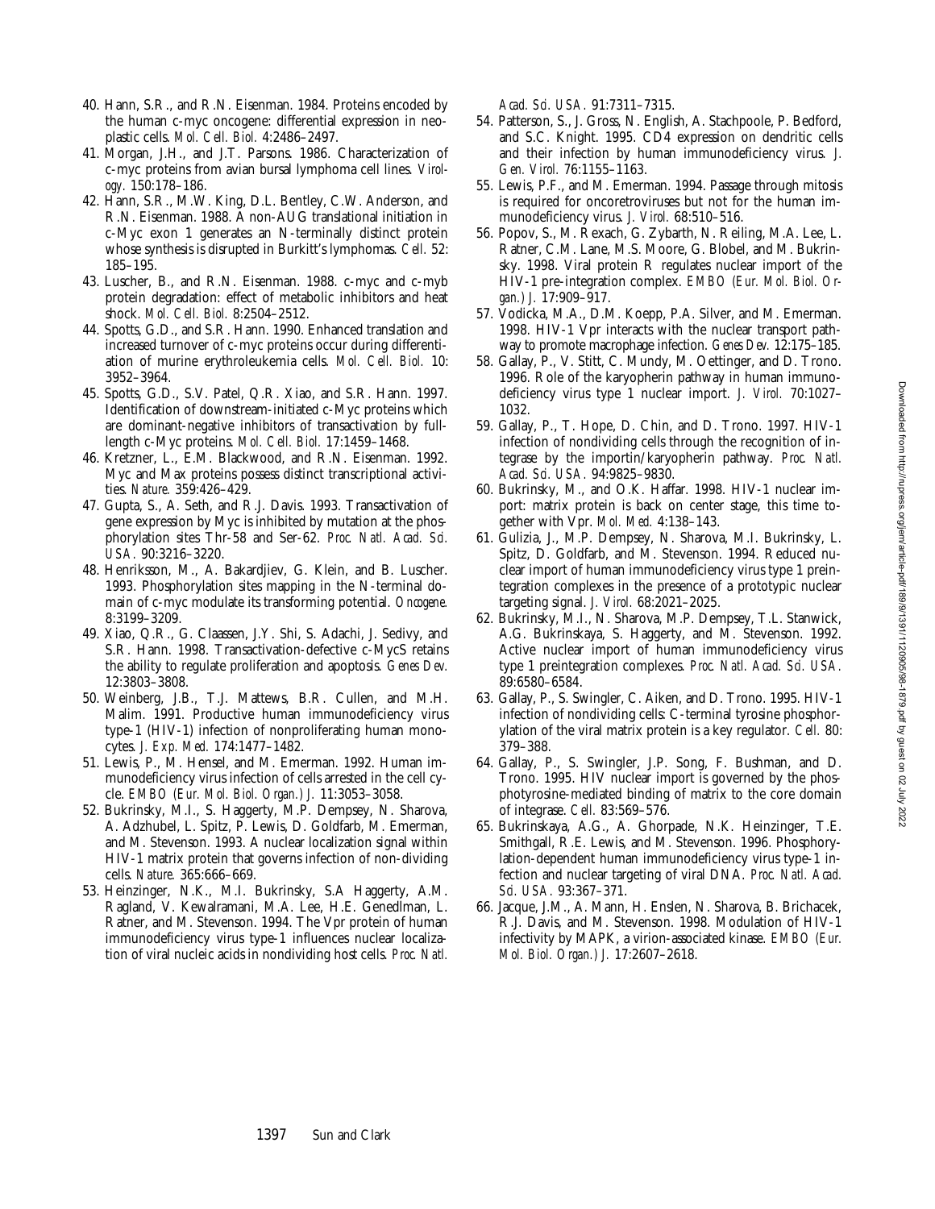40. Hann, S.R., and R.N. Eisenman. 1984. Proteins encoded by the human c-myc oncogene: differential expression in neoplastic cells. *Mol. Cell. Biol.* 4:2486–2497.
41. Morgan, J.H., and J.T. Parsons. 1986. Characterization of c-myc proteins from avian bursal lymphoma cell lines. *Virology.* 150:178–186.
42. Hann, S.R., M.W. King, D.L. Bentley, C.W. Anderson, and R.N. Eisenman. 1988. A non-AUG translational initiation in c-Myc exon 1 generates an N-terminally distinct protein whose synthesis is disrupted in Burkitt's lymphomas. *Cell.* 52: 185–195.
43. Luscher, B., and R.N. Eisenman. 1988. c-myc and c-myb protein degradation: effect of metabolic inhibitors and heat shock. *Mol. Cell. Biol.* 8:2504–2512.
44. Spotts, G.D., and S.R. Hann. 1990. Enhanced translation and increased turnover of c-myc proteins occur during differentiation of murine erythroleukemia cells. *Mol. Cell. Biol.* 10: 3952–3964.
45. Spotts, G.D., S.V. Patel, Q.R. Xiao, and S.R. Hann. 1997. Identification of downstream-initiated c-Myc proteins which are dominant-negative inhibitors of transactivation by full-length c-Myc proteins. *Mol. Cell. Biol.* 17:1459–1468.
46. Kretzner, L., E.M. Blackwood, and R.N. Eisenman. 1992. Myc and Max proteins possess distinct transcriptional activities. *Nature.* 359:426–429.
47. Gupta, S., A. Seth, and R.J. Davis. 1993. Transactivation of gene expression by Myc is inhibited by mutation at the phosphorylation sites Thr-58 and Ser-62. *Proc. Natl. Acad. Sci. USA.* 90:3216–3220.
48. Henriksson, M., A. Bakardjiev, G. Klein, and B. Luscher. 1993. Phosphorylation sites mapping in the N-terminal domain of c-myc modulate its transforming potential. *Oncogene.* 8:3199–3209.
49. Xiao, Q.R., G. Claassen, J.Y. Shi, S. Adachi, J. Sedivy, and S.R. Hann. 1998. Transactivation-defective c-MycS retains the ability to regulate proliferation and apoptosis. *Genes Dev.* 12:3803–3808.
50. Weinberg, J.B., T.J. Mattews, B.R. Cullen, and M.H. Malim. 1991. Productive human immunodeficiency virus type 1 (HIV-1) infection of nonproliferating human monocytes. *J. Exp. Med.* 174:1477–1482.
51. Lewis, P., M. Hensel, and M. Emerman. 1992. Human immunodeficiency virus infection of cells arrested in the cell cycle. *EMBO (Eur. Mol. Biol. Organ.) J.* 11:3053–3058.
52. Bukrinsky, M.I., S. Haggerty, M.P. Dempsey, N. Sharova, A. Adzhubel, L. Spitz, P. Lewis, D. Goldfarb, M. Emerman, and M. Stevenson. 1993. A nuclear localization signal within HIV-1 matrix protein that governs infection of non-dividing cells. *Nature.* 365:666–669.
53. Heinzinger, N.K., M.I. Bukrinsky, S.A Haggerty, A.M. Ragland, V. Kewalramani, M.A. Lee, H.E. Genedlman, L. Ratner, and M. Stevenson. 1994. The Vpr protein of human immunodeficiency virus type-1 influences nuclear localization of viral nucleic acids in nondividing host cells. *Proc. Natl. Acad. Sci. USA.* 91:7311–7315.
54. Patterson, S., J. Gross, N. English, A. Stachpoole, P. Bedford, and S.C. Knight. 1995. CD4 expression on dendritic cells and their infection by human immunodeficiency virus. *J. Gen. Virol.* 76:1155–1163.
55. Lewis, P.F., and M. Emerman. 1994. Passage through mitosis is required for oncoretroviruses but not for the human immunodeficiency virus. *J. Virol.* 68:510–516.
56. Popov, S., M. Rexach, G. Zybarth, N. Reiling, M.A. Lee, L. Ratner, C.M. Lane, M.S. Moore, G. Blobel, and M. Bukrinsky. 1998. Viral protein R regulates nuclear import of the HIV-1 pre-integration complex. *EMBO (Eur. Mol. Biol. Organ.) J.* 17:909–917.
57. Vodicka, M.A., D.M. Koepp, P.A. Silver, and M. Emerman. 1998. HIV-1 Vpr interacts with the nuclear transport pathway to promote macrophage infection. *Genes Dev.* 12:175–185.
58. Gallay, P., V. Stitt, C. Mundy, M. Oettinger, and D. Trono. 1996. Role of the karyopherin pathway in human immunodeficiency virus type 1 nuclear import. *J. Virol.* 70:1027–1032.
59. Gallay, P., T. Hope, D. Chin, and D. Trono. 1997. HIV-1 infection of nondividing cells through the recognition of integrase by the importin/karyopherin pathway. *Proc. Natl. Acad. Sci. USA.* 94:9825–9830.
60. Bukrinsky, M., and O.K. Haffar. 1998. HIV-1 nuclear import: matrix protein is back on center stage, this time together with Vpr. *Mol. Med.* 4:138–143.
61. Gulizia, J., M.P. Dempsey, N. Sharova, M.I. Bukrinsky, L. Spitz, D. Goldfarb, and M. Stevenson. 1994. Reduced nuclear import of human immunodeficiency virus type 1 preintegration complexes in the presence of a prototypic nuclear targeting signal. *J. Virol.* 68:2021–2025.
62. Bukrinsky, M.I., N. Sharova, M.P. Dempsey, T.L. Stanwick, A.G. Bukrinskaya, S. Haggerty, and M. Stevenson. 1992. Active nuclear import of human immunodeficiency virus type 1 preintegration complexes. *Proc. Natl. Acad. Sci. USA.* 89:6580–6584.
63. Gallay, P., S. Swingler, C. Aiken, and D. Trono. 1995. HIV-1 infection of nondividing cells: C-terminal tyrosine phosphorylation of the viral matrix protein is a key regulator. *Cell.* 80: 379–388.
64. Gallay, P., S. Swingler, J.P. Song, F. Bushman, and D. Trono. 1995. HIV nuclear import is governed by the phosphotyrosine-mediated binding of matrix to the core domain of integrase. *Cell.* 83:569–576.
65. Bukrinskaya, A.G., A. Ghorpade, N.K. Heinzinger, T.E. Smithgall, R.E. Lewis, and M. Stevenson. 1996. Phosphorylation-dependent human immunodeficiency virus type-1 infection and nuclear targeting of viral DNA. *Proc. Natl. Acad. Sci. USA.* 93:367–371.
66. Jacque, J.M., A. Mann, H. Enslen, N. Sharova, B. Brichacek, R.J. Davis, and M. Stevenson. 1998. Modulation of HIV-1 infectivity by MAPK, a virion-associated kinase. *EMBO (Eur. Mol. Biol. Organ.) J.* 17:2607–2618.